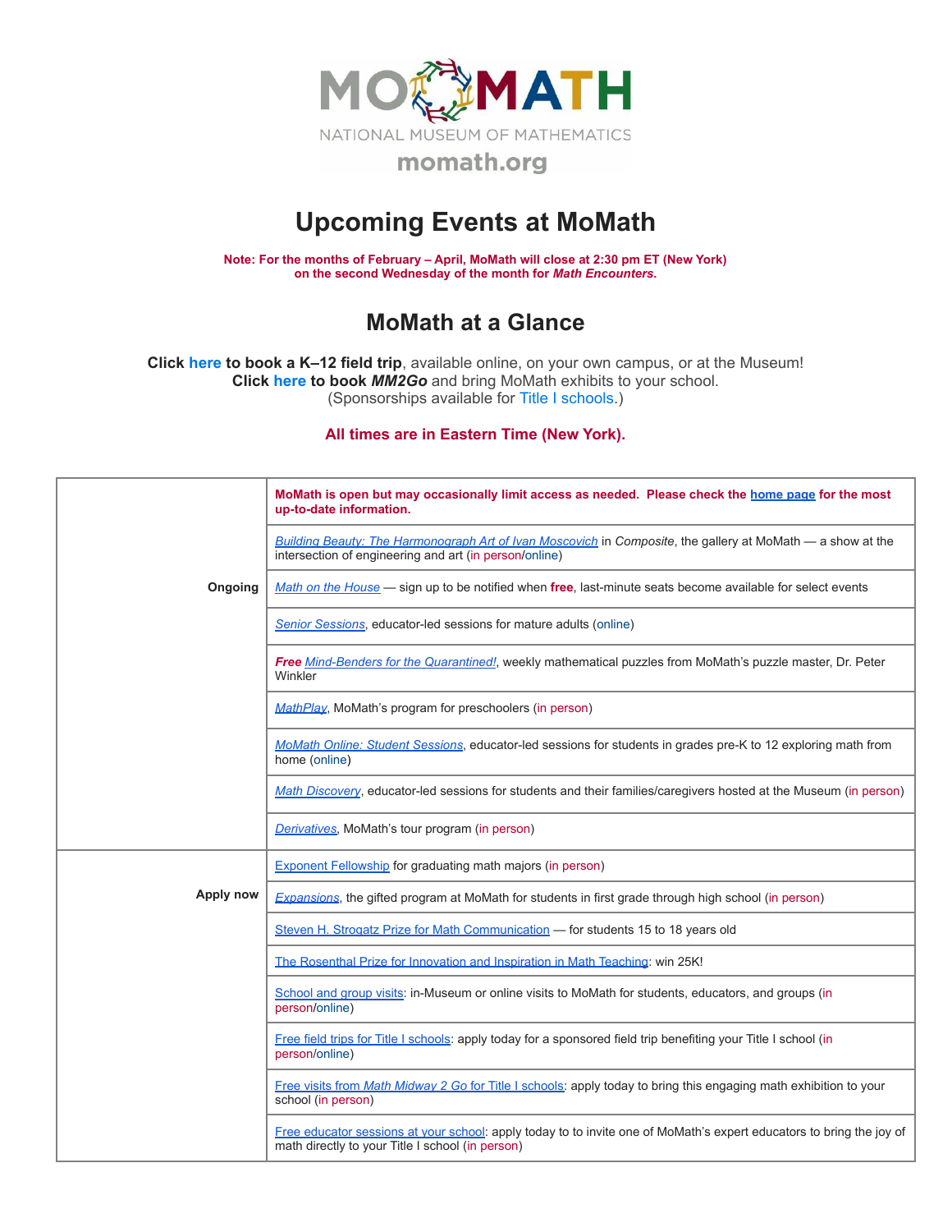MOMATH

NATIONAL MUSEUM OF MATHEMATICS

momath.org

# Upcoming Events at MoMath

**Note: For the months of February – April, MoMath will close at 2:30 pm ET (New York) on the second Wednesday of the month for *Math Encounters*.**

## MoMath at a Glance

**Click here to book a K–12 field trip**, available online, on your own campus, or at the Museum!
**Click here to book *MM2Go*** and bring MoMath exhibits to your school.
(Sponsorships available for Title I schools.)

**All times are in Eastern Time (New York).**

| | |
|---|---|
| **Ongoing** | **MoMath is open but may occasionally limit access as needed. Please check the home page for the most up-to-date information.** |
| | *Building Beauty: The Harmonograph Art of Ivan Moscovich* in *Composite*, the gallery at MoMath — a show at the intersection of engineering and art (in person/online) |
| | *Math on the House* — sign up to be notified when **free**, last-minute seats become available for select events |
| | *Senior Sessions*, educator-led sessions for mature adults (online) |
| | ***Free*** *Mind-Benders for the Quarantined!*, weekly mathematical puzzles from MoMath's puzzle master, Dr. Peter Winkler |
| | *MathPlay*, MoMath's program for preschoolers (in person) |
| | *MoMath Online: Student Sessions*, educator-led sessions for students in grades pre-K to 12 exploring math from home (online) |
| | *Math Discovery*, educator-led sessions for students and their families/caregivers hosted at the Museum (in person) |
| | *Derivatives*, MoMath's tour program (in person) |
| **Apply now** | Exponent Fellowship for graduating math majors (in person) |
| | *Expansions*, the gifted program at MoMath for students in first grade through high school (in person) |
| | Steven H. Strogatz Prize for Math Communication — for students 15 to 18 years old |
| | The Rosenthal Prize for Innovation and Inspiration in Math Teaching: win 25K! |
| | School and group visits: in-Museum or online visits to MoMath for students, educators, and groups (in person/online) |
| | Free field trips for Title I schools: apply today for a sponsored field trip benefiting your Title I school (in person/online) |
| | Free visits from *Math Midway 2 Go* for Title I schools: apply today to bring this engaging math exhibition to your school (in person) |
| | Free educator sessions at your school: apply today to to invite one of MoMath's expert educators to bring the joy of math directly to your Title I school (in person) |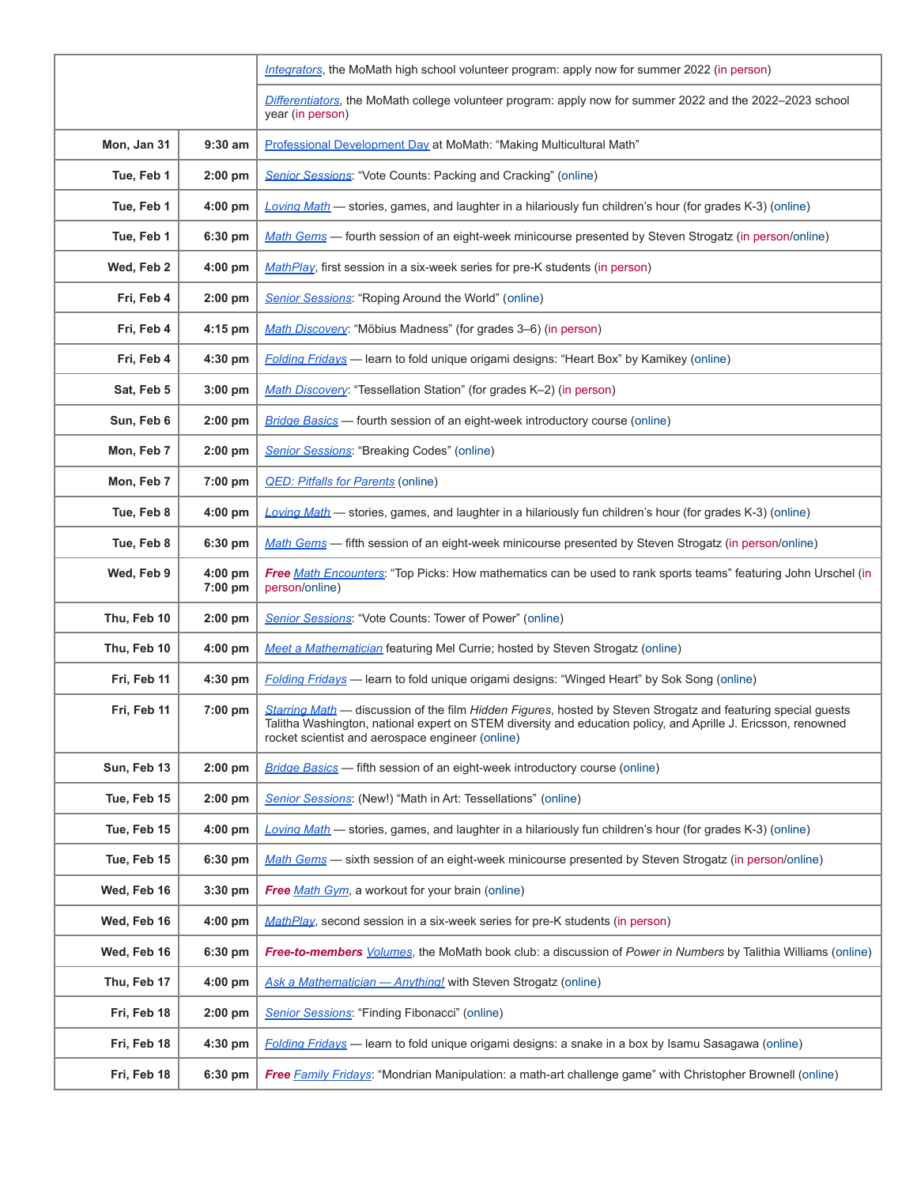| | | |
|---|---|---|
| | | *Integrators*, the MoMath high school volunteer program: apply now for summer 2022 (in person) |
| | | *Differentiators*, the MoMath college volunteer program: apply now for summer 2022 and the 2022–2023 school year (in person) |
| **Mon, Jan 31** | **9:30 am** | Professional Development Day at MoMath: "Making Multicultural Math" |
| **Tue, Feb 1** | **2:00 pm** | *Senior Sessions*: "Vote Counts: Packing and Cracking" (online) |
| **Tue, Feb 1** | **4:00 pm** | *Loving Math* — stories, games, and laughter in a hilariously fun children's hour (for grades K-3) (online) |
| **Tue, Feb 1** | **6:30 pm** | *Math Gems* — fourth session of an eight-week minicourse presented by Steven Strogatz (in person/online) |
| **Wed, Feb 2** | **4:00 pm** | *MathPlay*, first session in a six-week series for pre-K students (in person) |
| **Fri, Feb 4** | **2:00 pm** | *Senior Sessions*: "Roping Around the World" (online) |
| **Fri, Feb 4** | **4:15 pm** | *Math Discovery*: "Möbius Madness" (for grades 3–6) (in person) |
| **Fri, Feb 4** | **4:30 pm** | *Folding Fridays* — learn to fold unique origami designs: "Heart Box" by Kamikey (online) |
| **Sat, Feb 5** | **3:00 pm** | *Math Discovery*: "Tessellation Station" (for grades K–2) (in person) |
| **Sun, Feb 6** | **2:00 pm** | *Bridge Basics* — fourth session of an eight-week introductory course (online) |
| **Mon, Feb 7** | **2:00 pm** | *Senior Sessions*: "Breaking Codes" (online) |
| **Mon, Feb 7** | **7:00 pm** | *QED: Pitfalls for Parents* (online) |
| **Tue, Feb 8** | **4:00 pm** | *Loving Math* — stories, games, and laughter in a hilariously fun children's hour (for grades K-3) (online) |
| **Tue, Feb 8** | **6:30 pm** | *Math Gems* — fifth session of an eight-week minicourse presented by Steven Strogatz (in person/online) |
| **Wed, Feb 9** | **4:00 pm 7:00 pm** | ***Free*** *Math Encounters*: "Top Picks: How mathematics can be used to rank sports teams" featuring John Urschel (in person/online) |
| **Thu, Feb 10** | **2:00 pm** | *Senior Sessions*: "Vote Counts: Tower of Power" (online) |
| **Thu, Feb 10** | **4:00 pm** | *Meet a Mathematician* featuring Mel Currie; hosted by Steven Strogatz (online) |
| **Fri, Feb 11** | **4:30 pm** | *Folding Fridays* — learn to fold unique origami designs: "Winged Heart" by Sok Song (online) |
| **Fri, Feb 11** | **7:00 pm** | *Starring Math* — discussion of the film *Hidden Figures*, hosted by Steven Strogatz and featuring special guests Talitha Washington, national expert on STEM diversity and education policy, and Aprille J. Ericsson, renowned rocket scientist and aerospace engineer (online) |
| **Sun, Feb 13** | **2:00 pm** | *Bridge Basics* — fifth session of an eight-week introductory course (online) |
| **Tue, Feb 15** | **2:00 pm** | *Senior Sessions*: (New!) "Math in Art: Tessellations" (online) |
| **Tue, Feb 15** | **4:00 pm** | *Loving Math* — stories, games, and laughter in a hilariously fun children's hour (for grades K-3) (online) |
| **Tue, Feb 15** | **6:30 pm** | *Math Gems* — sixth session of an eight-week minicourse presented by Steven Strogatz (in person/online) |
| **Wed, Feb 16** | **3:30 pm** | ***Free*** *Math Gym*, a workout for your brain (online) |
| **Wed, Feb 16** | **4:00 pm** | *MathPlay*, second session in a six-week series for pre-K students (in person) |
| **Wed, Feb 16** | **6:30 pm** | ***Free-to-members*** *Volumes*, the MoMath book club: a discussion of *Power in Numbers* by Talithia Williams (online) |
| **Thu, Feb 17** | **4:00 pm** | *Ask a Mathematician — Anything!* with Steven Strogatz (online) |
| **Fri, Feb 18** | **2:00 pm** | *Senior Sessions*: "Finding Fibonacci" (online) |
| **Fri, Feb 18** | **4:30 pm** | *Folding Fridays* — learn to fold unique origami designs: a snake in a box by Isamu Sasagawa (online) |
| **Fri, Feb 18** | **6:30 pm** | ***Free*** *Family Fridays*: "Mondrian Manipulation: a math-art challenge game" with Christopher Brownell (online) |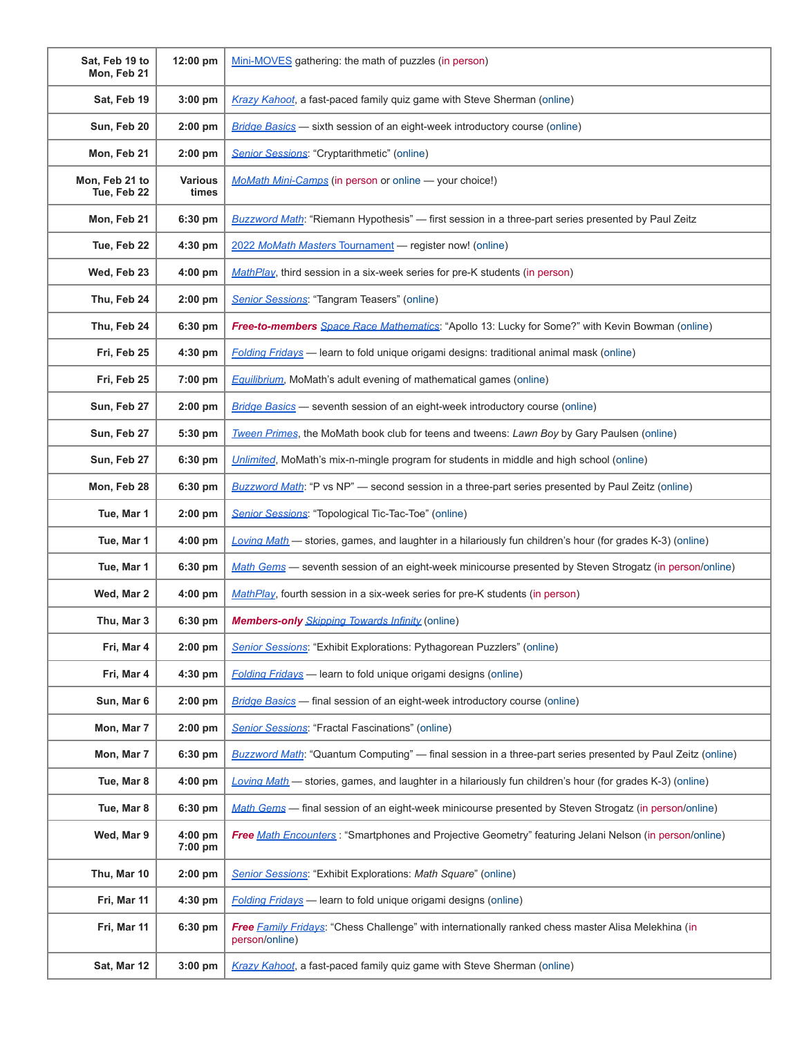| | | |
|---|---|---|
| **Sat, Feb 19 to Mon, Feb 21** | **12:00 pm** | Mini-MOVES gathering: the math of puzzles (in person) |
| **Sat, Feb 19** | **3:00 pm** | *Krazy Kahoot*, a fast-paced family quiz game with Steve Sherman (online) |
| **Sun, Feb 20** | **2:00 pm** | *Bridge Basics* — sixth session of an eight-week introductory course (online) |
| **Mon, Feb 21** | **2:00 pm** | *Senior Sessions*: "Cryptarithmetic" (online) |
| **Mon, Feb 21 to Tue, Feb 22** | **Various times** | *MoMath Mini-Camps* (in person or online — your choice!) |
| **Mon, Feb 21** | **6:30 pm** | *Buzzword Math*: "Riemann Hypothesis" — first session in a three-part series presented by Paul Zeitz |
| **Tue, Feb 22** | **4:30 pm** | 2022 *MoMath Masters* Tournament — register now! (online) |
| **Wed, Feb 23** | **4:00 pm** | *MathPlay*, third session in a six-week series for pre-K students (in person) |
| **Thu, Feb 24** | **2:00 pm** | *Senior Sessions*: "Tangram Teasers" (online) |
| **Thu, Feb 24** | **6:30 pm** | ***Free-to-members*** *Space Race Mathematics*: "Apollo 13: Lucky for Some?" with Kevin Bowman (online) |
| **Fri, Feb 25** | **4:30 pm** | *Folding Fridays* — learn to fold unique origami designs: traditional animal mask (online) |
| **Fri, Feb 25** | **7:00 pm** | *Equilibrium*, MoMath's adult evening of mathematical games (online) |
| **Sun, Feb 27** | **2:00 pm** | *Bridge Basics* — seventh session of an eight-week introductory course (online) |
| **Sun, Feb 27** | **5:30 pm** | *Tween Primes*, the MoMath book club for teens and tweens: *Lawn Boy* by Gary Paulsen (online) |
| **Sun, Feb 27** | **6:30 pm** | *Unlimited*, MoMath's mix-n-mingle program for students in middle and high school (online) |
| **Mon, Feb 28** | **6:30 pm** | *Buzzword Math*: "P vs NP" — second session in a three-part series presented by Paul Zeitz (online) |
| **Tue, Mar 1** | **2:00 pm** | *Senior Sessions*: "Topological Tic-Tac-Toe" (online) |
| **Tue, Mar 1** | **4:00 pm** | *Loving Math* — stories, games, and laughter in a hilariously fun children's hour (for grades K-3) (online) |
| **Tue, Mar 1** | **6:30 pm** | *Math Gems* — seventh session of an eight-week minicourse presented by Steven Strogatz (in person/online) |
| **Wed, Mar 2** | **4:00 pm** | *MathPlay*, fourth session in a six-week series for pre-K students (in person) |
| **Thu, Mar 3** | **6:30 pm** | ***Members-only*** *Skipping Towards Infinity* (online) |
| **Fri, Mar 4** | **2:00 pm** | *Senior Sessions*: "Exhibit Explorations: Pythagorean Puzzlers" (online) |
| **Fri, Mar 4** | **4:30 pm** | *Folding Fridays* — learn to fold unique origami designs (online) |
| **Sun, Mar 6** | **2:00 pm** | *Bridge Basics* — final session of an eight-week introductory course (online) |
| **Mon, Mar 7** | **2:00 pm** | *Senior Sessions*: "Fractal Fascinations" (online) |
| **Mon, Mar 7** | **6:30 pm** | *Buzzword Math*: "Quantum Computing" — final session in a three-part series presented by Paul Zeitz (online) |
| **Tue, Mar 8** | **4:00 pm** | *Loving Math* — stories, games, and laughter in a hilariously fun children's hour (for grades K-3) (online) |
| **Tue, Mar 8** | **6:30 pm** | *Math Gems* — final session of an eight-week minicourse presented by Steven Strogatz (in person/online) |
| **Wed, Mar 9** | **4:00 pm 7:00 pm** | ***Free*** *Math Encounters* : "Smartphones and Projective Geometry" featuring Jelani Nelson (in person/online) |
| **Thu, Mar 10** | **2:00 pm** | *Senior Sessions*: "Exhibit Explorations: *Math Square*" (online) |
| **Fri, Mar 11** | **4:30 pm** | *Folding Fridays* — learn to fold unique origami designs (online) |
| **Fri, Mar 11** | **6:30 pm** | ***Free*** *Family Fridays*: "Chess Challenge" with internationally ranked chess master Alisa Melekhina (in person/online) |
| **Sat, Mar 12** | **3:00 pm** | *Krazy Kahoot*, a fast-paced family quiz game with Steve Sherman (online) |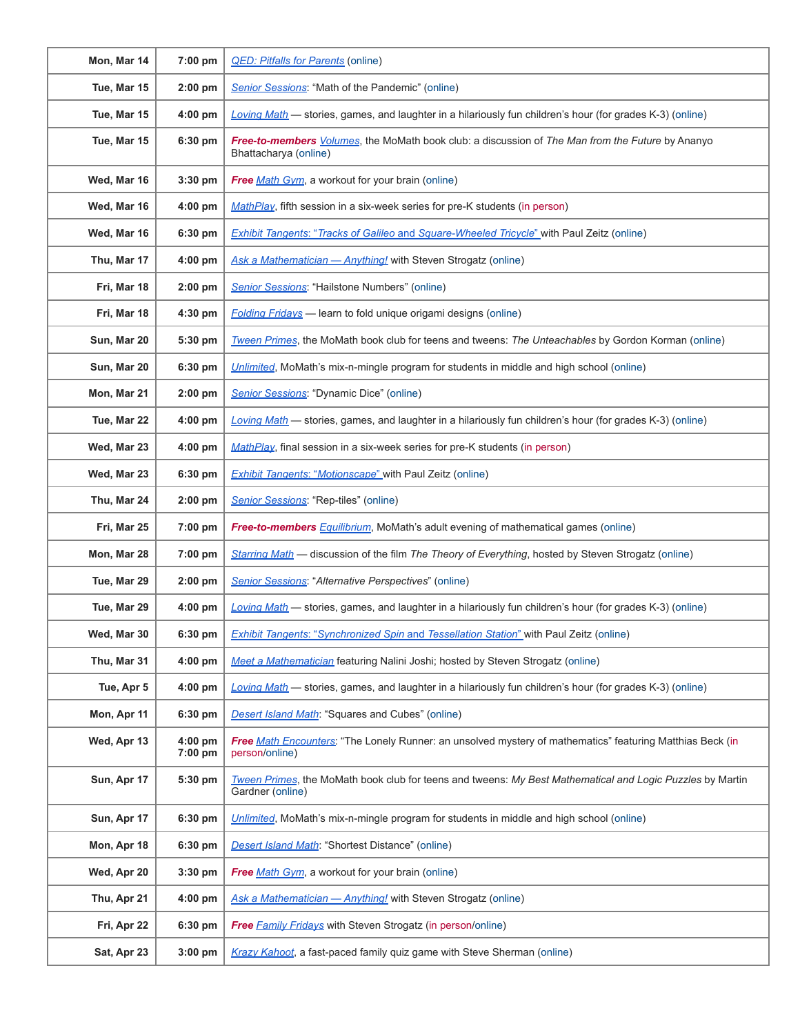| | | |
|---|---|---|
| **Mon, Mar 14** | **7:00 pm** | QED: Pitfalls for Parents (online) |
| **Tue, Mar 15** | **2:00 pm** | Senior Sessions: "Math of the Pandemic" (online) |
| **Tue, Mar 15** | **4:00 pm** | Loving Math — stories, games, and laughter in a hilariously fun children's hour (for grades K-3) (online) |
| **Tue, Mar 15** | **6:30 pm** | ***Free-to-members*** Volumes, the MoMath book club: a discussion of *The Man from the Future* by Ananyo Bhattacharya (online) |
| **Wed, Mar 16** | **3:30 pm** | ***Free*** Math Gym, a workout for your brain (online) |
| **Wed, Mar 16** | **4:00 pm** | MathPlay, fifth session in a six-week series for pre-K students (in person) |
| **Wed, Mar 16** | **6:30 pm** | Exhibit Tangents: "Tracks of Galileo and Square-Wheeled Tricycle" with Paul Zeitz (online) |
| **Thu, Mar 17** | **4:00 pm** | Ask a Mathematician — Anything! with Steven Strogatz (online) |
| **Fri, Mar 18** | **2:00 pm** | Senior Sessions: "Hailstone Numbers" (online) |
| **Fri, Mar 18** | **4:30 pm** | Folding Fridays — learn to fold unique origami designs (online) |
| **Sun, Mar 20** | **5:30 pm** | Tween Primes, the MoMath book club for teens and tweens: *The Unteachables* by Gordon Korman (online) |
| **Sun, Mar 20** | **6:30 pm** | Unlimited, MoMath's mix-n-mingle program for students in middle and high school (online) |
| **Mon, Mar 21** | **2:00 pm** | Senior Sessions: "Dynamic Dice" (online) |
| **Tue, Mar 22** | **4:00 pm** | Loving Math — stories, games, and laughter in a hilariously fun children's hour (for grades K-3) (online) |
| **Wed, Mar 23** | **4:00 pm** | MathPlay, final session in a six-week series for pre-K students (in person) |
| **Wed, Mar 23** | **6:30 pm** | Exhibit Tangents: "Motionscape" with Paul Zeitz (online) |
| **Thu, Mar 24** | **2:00 pm** | Senior Sessions: "Rep-tiles" (online) |
| **Fri, Mar 25** | **7:00 pm** | ***Free-to-members*** Equilibrium, MoMath's adult evening of mathematical games (online) |
| **Mon, Mar 28** | **7:00 pm** | Starring Math — discussion of the film *The Theory of Everything*, hosted by Steven Strogatz (online) |
| **Tue, Mar 29** | **2:00 pm** | Senior Sessions: "*Alternative Perspectives*" (online) |
| **Tue, Mar 29** | **4:00 pm** | Loving Math — stories, games, and laughter in a hilariously fun children's hour (for grades K-3) (online) |
| **Wed, Mar 30** | **6:30 pm** | Exhibit Tangents: "Synchronized Spin and Tessellation Station" with Paul Zeitz (online) |
| **Thu, Mar 31** | **4:00 pm** | Meet a Mathematician featuring Nalini Joshi; hosted by Steven Strogatz (online) |
| **Tue, Apr 5** | **4:00 pm** | Loving Math — stories, games, and laughter in a hilariously fun children's hour (for grades K-3) (online) |
| **Mon, Apr 11** | **6:30 pm** | Desert Island Math: "Squares and Cubes" (online) |
| **Wed, Apr 13** | **4:00 pm 7:00 pm** | ***Free*** Math Encounters: "The Lonely Runner: an unsolved mystery of mathematics" featuring Matthias Beck (in person/online) |
| **Sun, Apr 17** | **5:30 pm** | Tween Primes, the MoMath book club for teens and tweens: *My Best Mathematical and Logic Puzzles* by Martin Gardner (online) |
| **Sun, Apr 17** | **6:30 pm** | Unlimited, MoMath's mix-n-mingle program for students in middle and high school (online) |
| **Mon, Apr 18** | **6:30 pm** | Desert Island Math: "Shortest Distance" (online) |
| **Wed, Apr 20** | **3:30 pm** | ***Free*** Math Gym, a workout for your brain (online) |
| **Thu, Apr 21** | **4:00 pm** | Ask a Mathematician — Anything! with Steven Strogatz (online) |
| **Fri, Apr 22** | **6:30 pm** | ***Free*** Family Fridays with Steven Strogatz (in person/online) |
| **Sat, Apr 23** | **3:00 pm** | Krazy Kahoot, a fast-paced family quiz game with Steve Sherman (online) |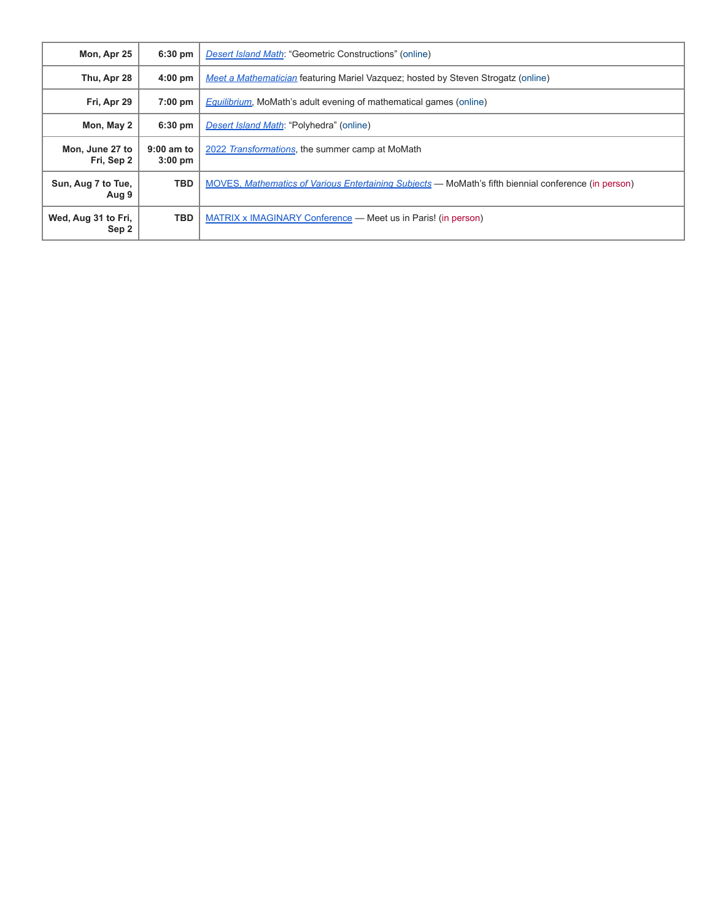| | | |
|---|---|---|
| **Mon, Apr 25** | **6:30 pm** | *Desert Island Math*: “Geometric Constructions” (online) |
| **Thu, Apr 28** | **4:00 pm** | *Meet a Mathematician* featuring Mariel Vazquez; hosted by Steven Strogatz (online) |
| **Fri, Apr 29** | **7:00 pm** | *Equilibrium*, MoMath’s adult evening of mathematical games (online) |
| **Mon, May 2** | **6:30 pm** | *Desert Island Math*: “Polyhedra” (online) |
| **Mon, June 27 to Fri, Sep 2** | **9:00 am to 3:00 pm** | 2022 *Transformations*, the summer camp at MoMath |
| **Sun, Aug 7 to Tue, Aug 9** | **TBD** | MOVES, *Mathematics of Various Entertaining Subjects* — MoMath’s fifth biennial conference (in person) |
| **Wed, Aug 31 to Fri, Sep 2** | **TBD** | MATRIX x IMAGINARY Conference — Meet us in Paris! (in person) |